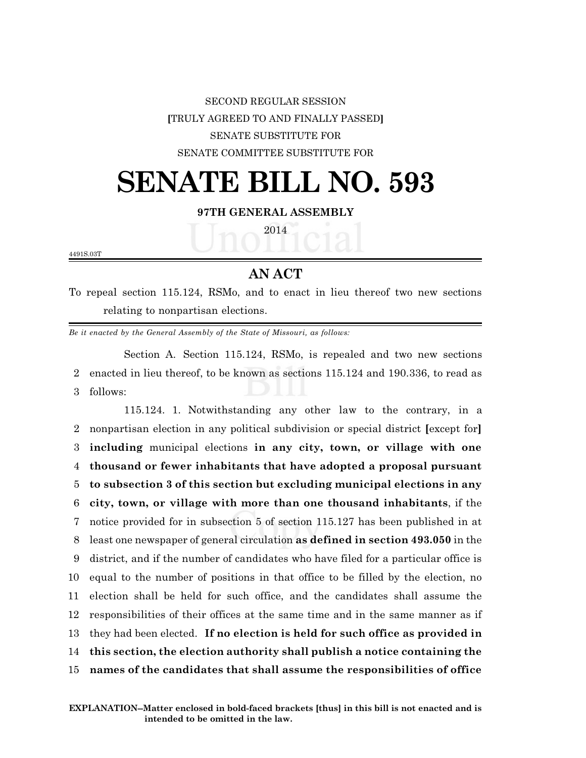SECOND REGULAR SESSION

**[**TRULY AGREED TO AND FINALLY PASSED**]**

SENATE SUBSTITUTE FOR

SENATE COMMITTEE SUBSTITUTE FOR

# SENATE BILL NO. 593

**97TH GENERAL ASSEMBLY**

2014

4491S.03T

## AN ACT

To repeal section 115.124, RSMo, and to enact in lieu thereof two new sections relating to nonpartisan elections.

*Be it enacted by the General Assembly of the State of Missouri, as follows:*

Section A. Section 115.124, RSMo, is repealed and two new sections
2 enacted in lieu thereof, to be known as sections 115.124 and 190.336, to read as
3 follows:

115.124. 1. Notwithstanding any other law to the contrary, in a
2 nonpartisan election in any political subdivision or special district **[**except for**]**
3 **including** municipal elections **in any city, town, or village with one**
4 **thousand or fewer inhabitants that have adopted a proposal pursuant**
5 **to subsection 3 of this section but excluding municipal elections in any**
6 **city, town, or village with more than one thousand inhabitants**, if the
7 notice provided for in subsection 5 of section 115.127 has been published in at
8 least one newspaper of general circulation **as defined in section 493.050** in the
9 district, and if the number of candidates who have filed for a particular office is
10 equal to the number of positions in that office to be filled by the election, no
11 election shall be held for such office, and the candidates shall assume the
12 responsibilities of their offices at the same time and in the same manner as if
13 they had been elected. **If no election is held for such office as provided in**
14 **this section, the election authority shall publish a notice containing the**
15 **names of the candidates that shall assume the responsibilities of office**

**EXPLANATION–Matter enclosed in bold-faced brackets [thus] in this bill is not enacted and is intended to be omitted in the law.**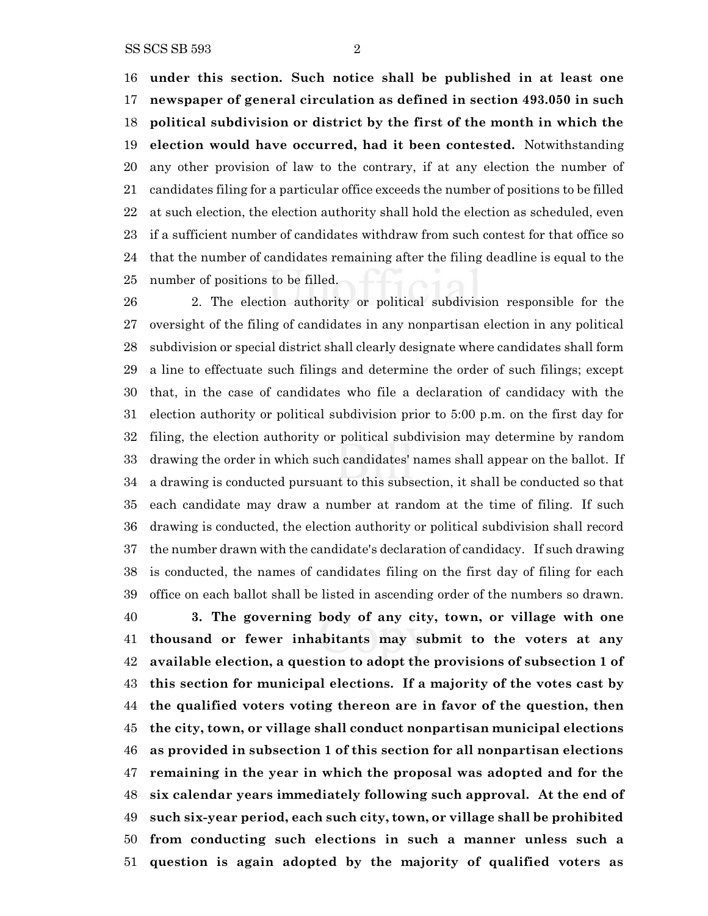**under this section. Such notice shall be published in at least one newspaper of general circulation as defined in section 493.050 in such political subdivision or district by the first of the month in which the election would have occurred, had it been contested.** Notwithstanding any other provision of law to the contrary, if at any election the number of candidates filing for a particular office exceeds the number of positions to be filled at such election, the election authority shall hold the election as scheduled, even if a sufficient number of candidates withdraw from such contest for that office so that the number of candidates remaining after the filing deadline is equal to the number of positions to be filled.

2. The election authority or political subdivision responsible for the oversight of the filing of candidates in any nonpartisan election in any political subdivision or special district shall clearly designate where candidates shall form a line to effectuate such filings and determine the order of such filings; except that, in the case of candidates who file a declaration of candidacy with the election authority or political subdivision prior to 5:00 p.m. on the first day for filing, the election authority or political subdivision may determine by random drawing the order in which such candidates' names shall appear on the ballot. If a drawing is conducted pursuant to this subsection, it shall be conducted so that each candidate may draw a number at random at the time of filing. If such drawing is conducted, the election authority or political subdivision shall record the number drawn with the candidate's declaration of candidacy. If such drawing is conducted, the names of candidates filing on the first day of filing for each office on each ballot shall be listed in ascending order of the numbers so drawn.

**3. The governing body of any city, town, or village with one thousand or fewer inhabitants may submit to the voters at any available election, a question to adopt the provisions of subsection 1 of this section for municipal elections. If a majority of the votes cast by the qualified voters voting thereon are in favor of the question, then the city, town, or village shall conduct nonpartisan municipal elections as provided in subsection 1 of this section for all nonpartisan elections remaining in the year in which the proposal was adopted and for the six calendar years immediately following such approval. At the end of such six-year period, each such city, town, or village shall be prohibited from conducting such elections in such a manner unless such a question is again adopted by the majority of qualified voters as**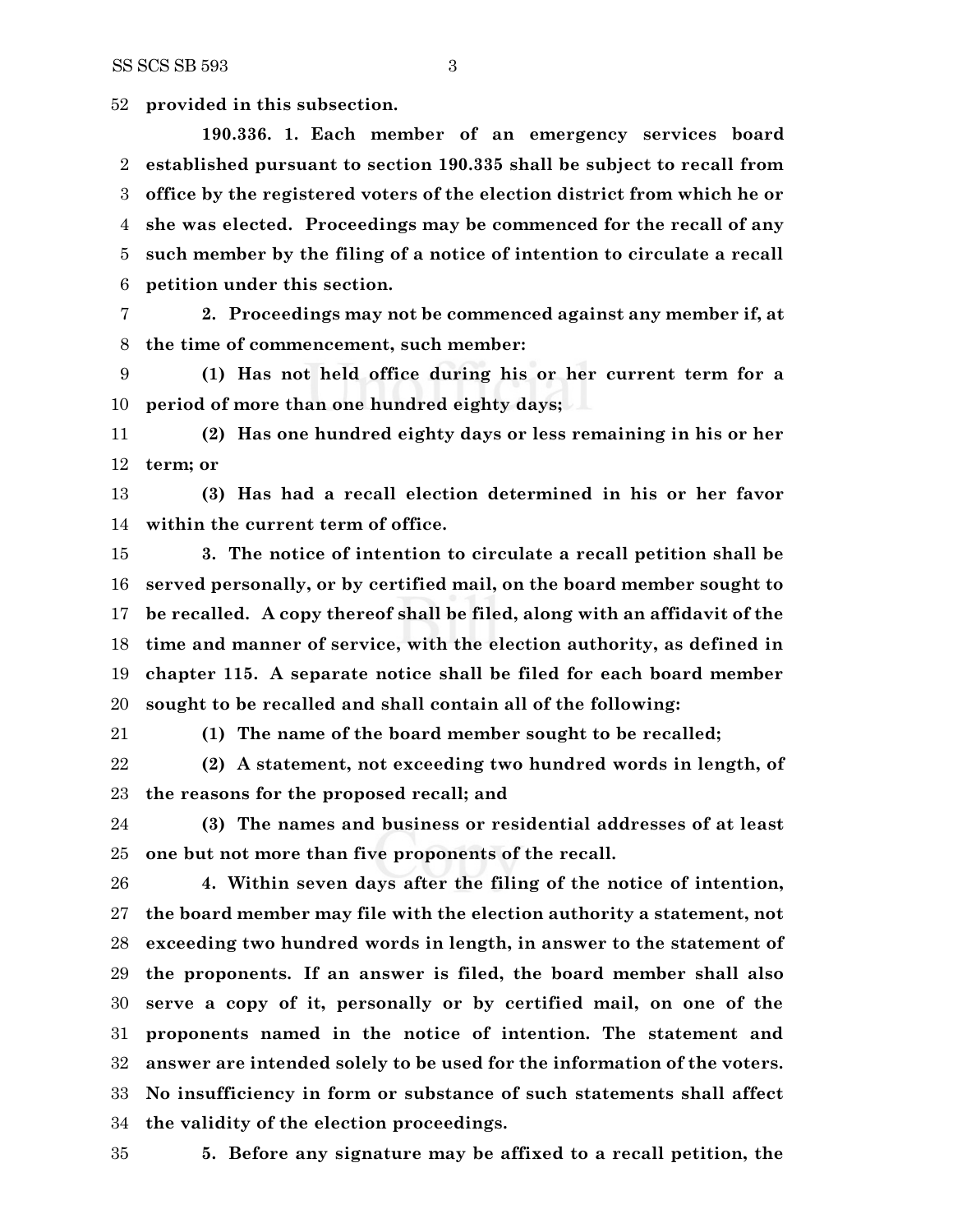**provided in this subsection.**

**190.336. 1. Each member of an emergency services board established pursuant to section 190.335 shall be subject to recall from office by the registered voters of the election district from which he or she was elected. Proceedings may be commenced for the recall of any such member by the filing of a notice of intention to circulate a recall petition under this section.**

**2. Proceedings may not be commenced against any member if, at the time of commencement, such member:**

**(1) Has not held office during his or her current term for a period of more than one hundred eighty days;**

**(2) Has one hundred eighty days or less remaining in his or her term; or**

**(3) Has had a recall election determined in his or her favor within the current term of office.**

**3. The notice of intention to circulate a recall petition shall be served personally, or by certified mail, on the board member sought to be recalled. A copy thereof shall be filed, along with an affidavit of the time and manner of service, with the election authority, as defined in chapter 115. A separate notice shall be filed for each board member sought to be recalled and shall contain all of the following:**

**(1) The name of the board member sought to be recalled;**

**(2) A statement, not exceeding two hundred words in length, of the reasons for the proposed recall; and**

**(3) The names and business or residential addresses of at least one but not more than five proponents of the recall.**

**4. Within seven days after the filing of the notice of intention, the board member may file with the election authority a statement, not exceeding two hundred words in length, in answer to the statement of the proponents. If an answer is filed, the board member shall also serve a copy of it, personally or by certified mail, on one of the proponents named in the notice of intention. The statement and answer are intended solely to be used for the information of the voters. No insufficiency in form or substance of such statements shall affect the validity of the election proceedings.**

**5. Before any signature may be affixed to a recall petition, the**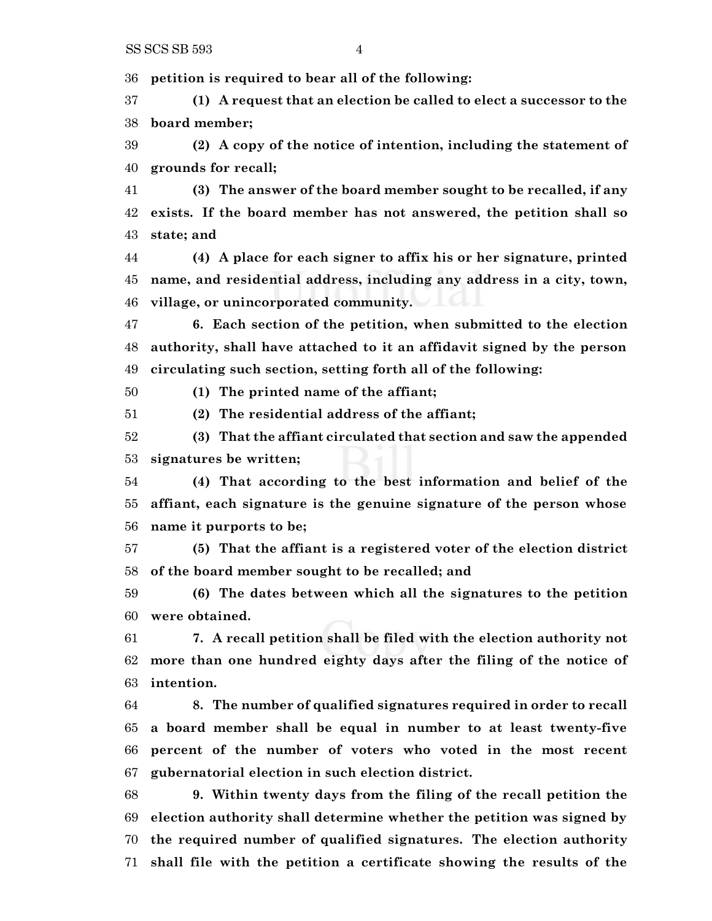**petition is required to bear all of the following:**

**(1) A request that an election be called to elect a successor to the board member;**

**(2) A copy of the notice of intention, including the statement of grounds for recall;**

**(3) The answer of the board member sought to be recalled, if any exists. If the board member has not answered, the petition shall so state; and**

**(4) A place for each signer to affix his or her signature, printed name, and residential address, including any address in a city, town, village, or unincorporated community.**

**6. Each section of the petition, when submitted to the election authority, shall have attached to it an affidavit signed by the person circulating such section, setting forth all of the following:**

**(1) The printed name of the affiant;**

**(2) The residential address of the affiant;**

**(3) That the affiant circulated that section and saw the appended signatures be written;**

**(4) That according to the best information and belief of the affiant, each signature is the genuine signature of the person whose name it purports to be;**

**(5) That the affiant is a registered voter of the election district of the board member sought to be recalled; and**

**(6) The dates between which all the signatures to the petition were obtained.**

**7. A recall petition shall be filed with the election authority not more than one hundred eighty days after the filing of the notice of intention.**

**8. The number of qualified signatures required in order to recall a board member shall be equal in number to at least twenty-five percent of the number of voters who voted in the most recent gubernatorial election in such election district.**

**9. Within twenty days from the filing of the recall petition the election authority shall determine whether the petition was signed by the required number of qualified signatures. The election authority shall file with the petition a certificate showing the results of the**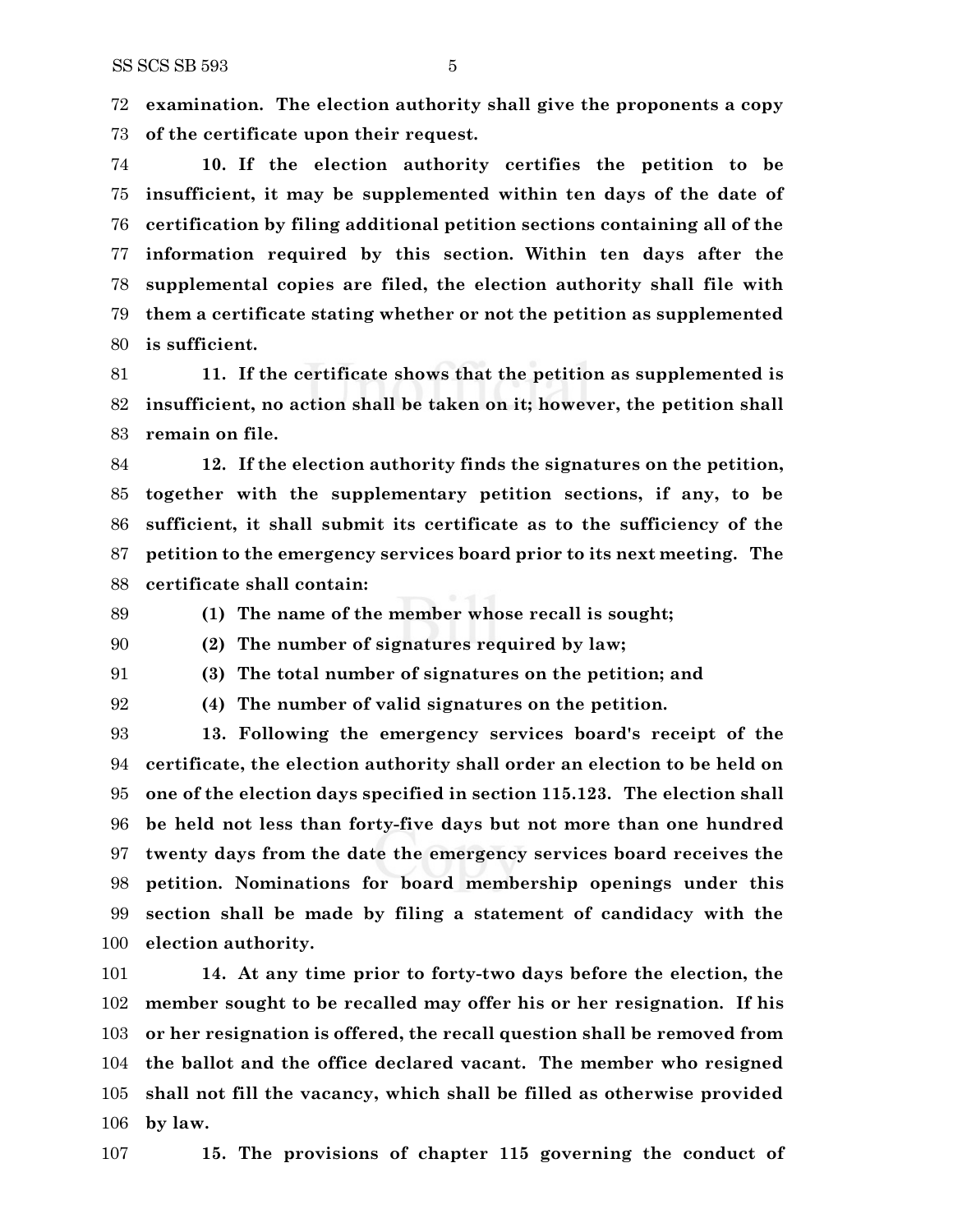**examination. The election authority shall give the proponents a copy of the certificate upon their request.**

**10. If the election authority certifies the petition to be insufficient, it may be supplemented within ten days of the date of certification by filing additional petition sections containing all of the information required by this section. Within ten days after the supplemental copies are filed, the election authority shall file with them a certificate stating whether or not the petition as supplemented is sufficient.**

**11. If the certificate shows that the petition as supplemented is insufficient, no action shall be taken on it; however, the petition shall remain on file.**

**12. If the election authority finds the signatures on the petition, together with the supplementary petition sections, if any, to be sufficient, it shall submit its certificate as to the sufficiency of the petition to the emergency services board prior to its next meeting. The certificate shall contain:**

**(1) The name of the member whose recall is sought;**

**(2) The number of signatures required by law;**

**(3) The total number of signatures on the petition; and**

**(4) The number of valid signatures on the petition.**

**13. Following the emergency services board's receipt of the certificate, the election authority shall order an election to be held on one of the election days specified in section 115.123. The election shall be held not less than forty-five days but not more than one hundred twenty days from the date the emergency services board receives the petition. Nominations for board membership openings under this section shall be made by filing a statement of candidacy with the election authority.**

**14. At any time prior to forty-two days before the election, the member sought to be recalled may offer his or her resignation. If his or her resignation is offered, the recall question shall be removed from the ballot and the office declared vacant. The member who resigned shall not fill the vacancy, which shall be filled as otherwise provided by law.**

**15. The provisions of chapter 115 governing the conduct of**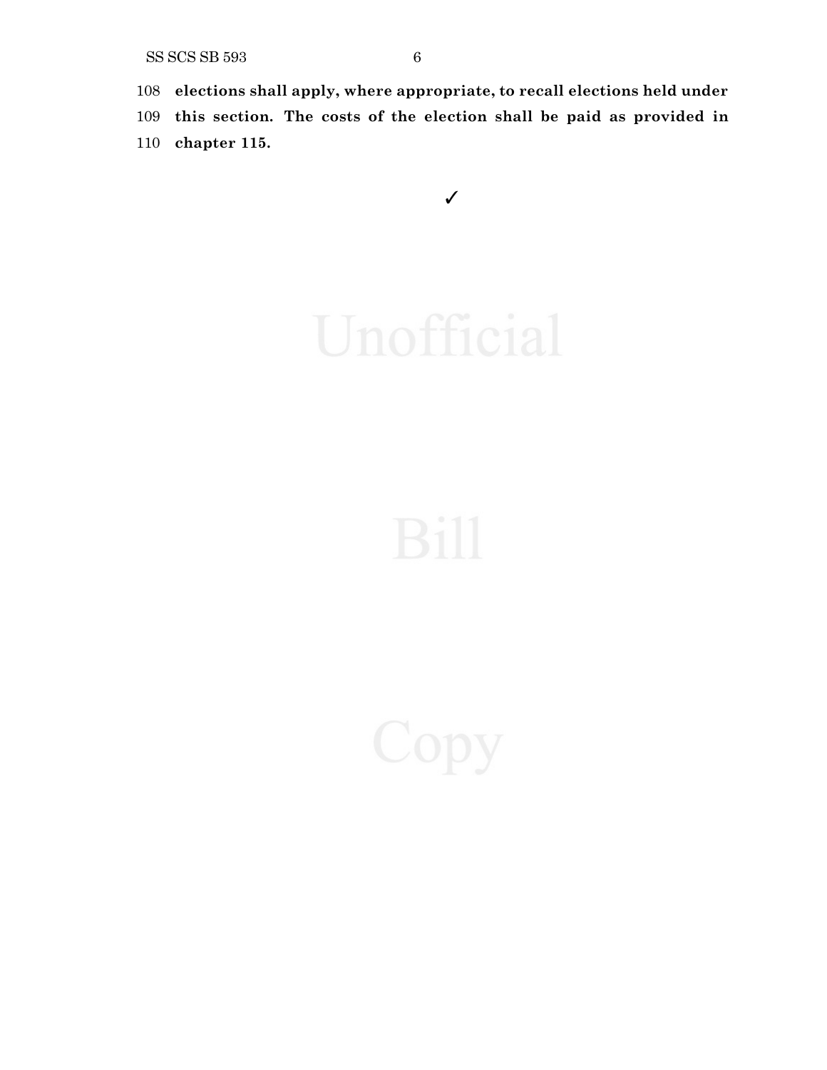108 **elections shall apply, where appropriate, to recall elections held under**
109 **this section. The costs of the election shall be paid as provided in**
110 **chapter 115.**

✓